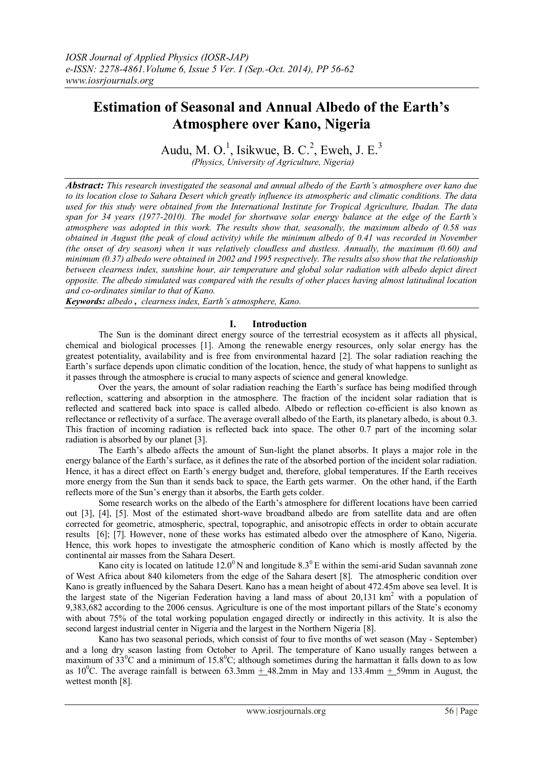# Estimation of Seasonal and Annual Albedo of the Earth's Atmosphere over Kano, Nigeria

Audu, M. O.[1], Isikwue, B. C.[2], Eweh, J. E.[3]

*(Physics, University of Agriculture, Nigeria)*

***Abstract:*** *This research investigated the seasonal and annual albedo of the Earth's atmosphere over kano due to its location close to Sahara Desert which greatly influence its atmospheric and climatic conditions. The data used for this study were obtained from the International Institute for Tropical Agriculture, Ibadan. The data span for 34 years (1977-2010). The model for shortwave solar energy balance at the edge of the Earth's atmosphere was adopted in this work. The results show that, seasonally, the maximum albedo of 0.58 was obtained in August (the peak of cloud activity) while the minimum albedo of 0.41 was recorded in November (the onset of dry season) when it was relatively cloudless and dustless. Annually, the maximum (0.60) and minimum (0.37) albedo were obtained in 2002 and 1995 respectively. The results also show that the relationship between clearness index, sunshine hour, air temperature and global solar radiation with albedo depict direct opposite. The albedo simulated was compared with the results of other places having almost latitudinal location and co-ordinates similar to that of Kano.*

***Keywords:*** *albedo , clearness index, Earth's atmosphere, Kano.*

## I. Introduction

The Sun is the dominant direct energy source of the terrestrial ecosystem as it affects all physical, chemical and biological processes [1]. Among the renewable energy resources, only solar energy has the greatest potentiality, availability and is free from environmental hazard [2]. The solar radiation reaching the Earth's surface depends upon climatic condition of the location, hence, the study of what happens to sunlight as it passes through the atmosphere is crucial to many aspects of science and general knowledge.

Over the years, the amount of solar radiation reaching the Earth's surface has being modified through reflection, scattering and absorption in the atmosphere. The fraction of the incident solar radiation that is reflected and scattered back into space is called albedo. Albedo or reflection co-efficient is also known as reflectance or reflectivity of a surface. The average overall albedo of the Earth, its planetary albedo, is about 0.3. This fraction of incoming radiation is reflected back into space. The other 0.7 part of the incoming solar radiation is absorbed by our planet [3].

The Earth's albedo affects the amount of Sun-light the planet absorbs. It plays a major role in the energy balance of the Earth's surface, as it defines the rate of the absorbed portion of the incident solar radiation. Hence, it has a direct effect on Earth's energy budget and, therefore, global temperatures. If the Earth receives more energy from the Sun than it sends back to space, the Earth gets warmer. On the other hand, if the Earth reflects more of the Sun's energy than it absorbs, the Earth gets colder.

Some research works on the albedo of the Earth's atmosphere for different locations have been carried out [3], [4], [5]. Most of the estimated short-wave broadband albedo are from satellite data and are often corrected for geometric, atmospheric, spectral, topographic, and anisotropic effects in order to obtain accurate results [6]; [7]. However, none of these works has estimated albedo over the atmosphere of Kano, Nigeria. Hence, this work hopes to investigate the atmospheric condition of Kano which is mostly affected by the continental air masses from the Sahara Desert.

Kano city is located on latitude $12.0^0$ N and longitude $8.3^0$ E within the semi-arid Sudan savannah zone of West Africa about 840 kilometers from the edge of the Sahara desert [8]. The atmospheric condition over Kano is greatly influenced by the Sahara Desert. Kano has a mean height of about 472.45m above sea level. It is the largest state of the Nigerian Federation having a land mass of about 20,131 $km^2$ with a population of 9,383,682 according to the 2006 census. Agriculture is one of the most important pillars of the State's economy with about 75% of the total working population engaged directly or indirectly in this activity. It is also the second largest industrial center in Nigeria and the largest in the Northern Nigeria [8].

Kano has two seasonal periods, which consist of four to five months of wet season (May - September) and a long dry season lasting from October to April. The temperature of Kano usually ranges between a maximum of $33^0$C and a minimum of $15.8^0$C; although sometimes during the harmattan it falls down to as low as $10^0$C. The average rainfall is between 63.3mm $\pm$ 48.2mm in May and 133.4mm $\pm$ 59mm in August, the wettest month [8].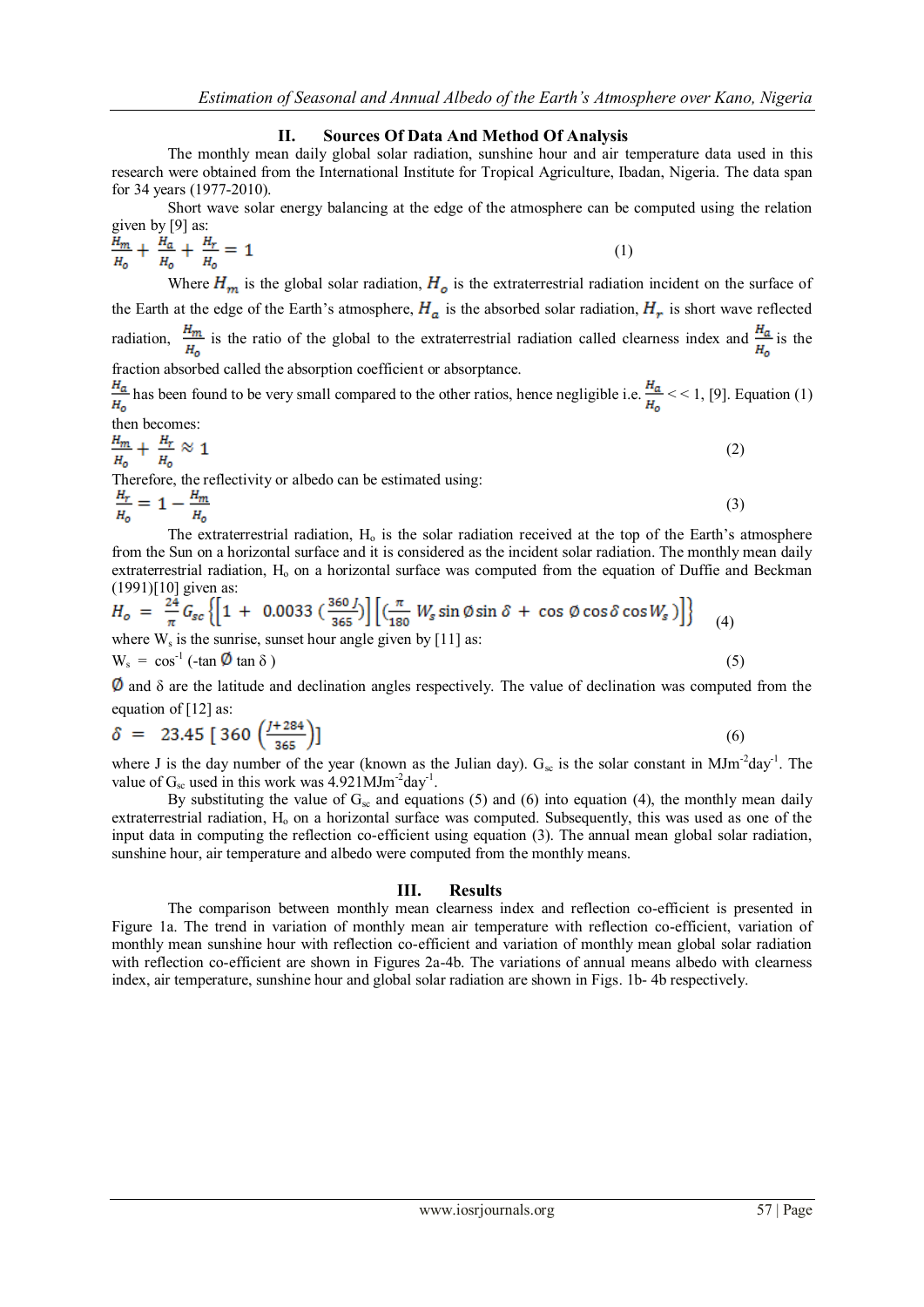## II. Sources Of Data And Method Of Analysis

The monthly mean daily global solar radiation, sunshine hour and air temperature data used in this research were obtained from the International Institute for Tropical Agriculture, Ibadan, Nigeria. The data span for 34 years (1977-2010).

Short wave solar energy balancing at the edge of the atmosphere can be computed using the relation given by [9] as:

$$\frac{H_m}{H_o} + \frac{H_a}{H_o} + \frac{H_r}{H_o} = 1 \tag{1}$$

Where $H_m$ is the global solar radiation, $H_o$ is the extraterrestrial radiation incident on the surface of the Earth at the edge of the Earth's atmosphere, $H_a$ is the absorbed solar radiation, $H_r$ is short wave reflected radiation, $\frac{H_m}{H_o}$ is the ratio of the global to the extraterrestrial radiation called clearness index and $\frac{H_a}{H_o}$ is the fraction absorbed called the absorption coefficient or absorptance.

$\frac{H_a}{H_o}$ has been found to be very small compared to the other ratios, hence negligible i.e. $\frac{H_a}{H_o} << 1$, [9]. Equation (1) then becomes:

$$\frac{H_m}{H_o} + \frac{H_r}{H_o} \approx 1 \tag{2}$$

Therefore, the reflectivity or albedo can be estimated using:

$$\frac{H_r}{H_o} = 1 - \frac{H_m}{H_o} \tag{3}$$

The extraterrestrial radiation, $H_o$ is the solar radiation received at the top of the Earth's atmosphere from the Sun on a horizontal surface and it is considered as the incident solar radiation. The monthly mean daily extraterrestrial radiation, $H_o$ on a horizontal surface was computed from the equation of Duffie and Beckman (1991)[10] given as:

$$H_o = \frac{24}{\pi} G_{sc} \left\{ \left[1 + 0.0033\left(\frac{360\,J}{365}\right)\right] \left[\left(\frac{\pi}{180} W_s \sin\emptyset \sin\delta + \cos\emptyset \cos\delta \cos W_s\right)\right] \right\} \tag{4}$$

where $W_s$ is the sunrise, sunset hour angle given by [11] as:

$$W_s = \cos^{-1}(-\tan\emptyset \tan\delta) \tag{5}$$

$\emptyset$ and $\delta$ are the latitude and declination angles respectively. The value of declination was computed from the equation of [12] as:

$$\delta = 23.45\left[360\left(\frac{J+284}{365}\right)\right] \tag{6}$$

where J is the day number of the year (known as the Julian day). $G_{sc}$ is the solar constant in $MJm^{-2}day^{-1}$. The value of $G_{sc}$ used in this work was $4.921 MJm^{-2}day^{-1}$.

By substituting the value of $G_{sc}$ and equations (5) and (6) into equation (4), the monthly mean daily extraterrestrial radiation, $H_o$ on a horizontal surface was computed. Subsequently, this was used as one of the input data in computing the reflection co-efficient using equation (3). The annual mean global solar radiation, sunshine hour, air temperature and albedo were computed from the monthly means.

## III. Results

The comparison between monthly mean clearness index and reflection co-efficient is presented in Figure 1a. The trend in variation of monthly mean air temperature with reflection co-efficient, variation of monthly mean sunshine hour with reflection co-efficient and variation of monthly mean global solar radiation with reflection co-efficient are shown in Figures 2a-4b. The variations of annual means albedo with clearness index, air temperature, sunshine hour and global solar radiation are shown in Figs. 1b- 4b respectively.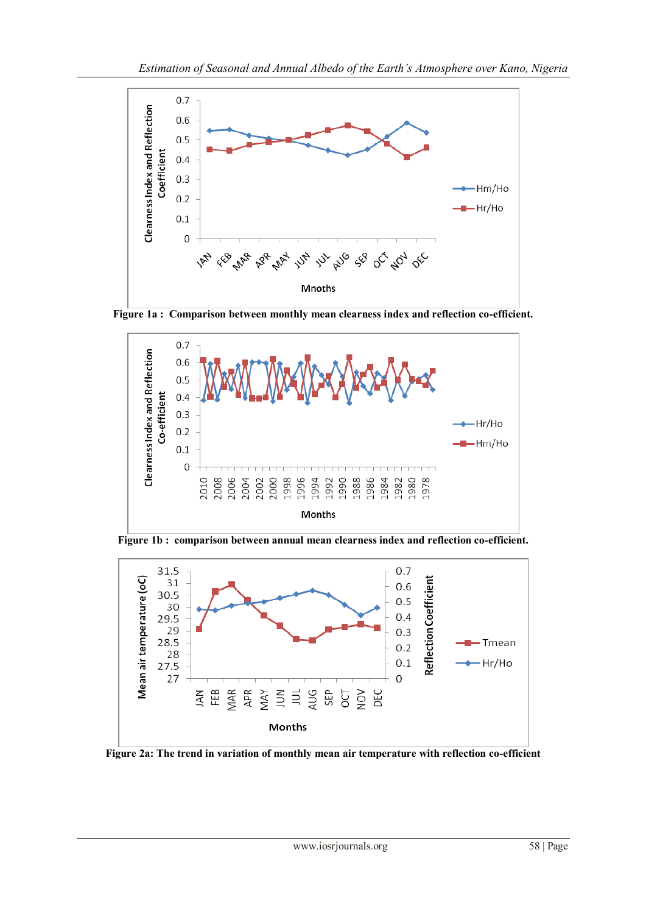Figure 1a : Comparison between monthly mean clearness index and reflection co-efficient.

Figure 1b : comparison between annual mean clearness index and reflection co-efficient.

Figure 2a: The trend in variation of monthly mean air temperature with reflection co-efficient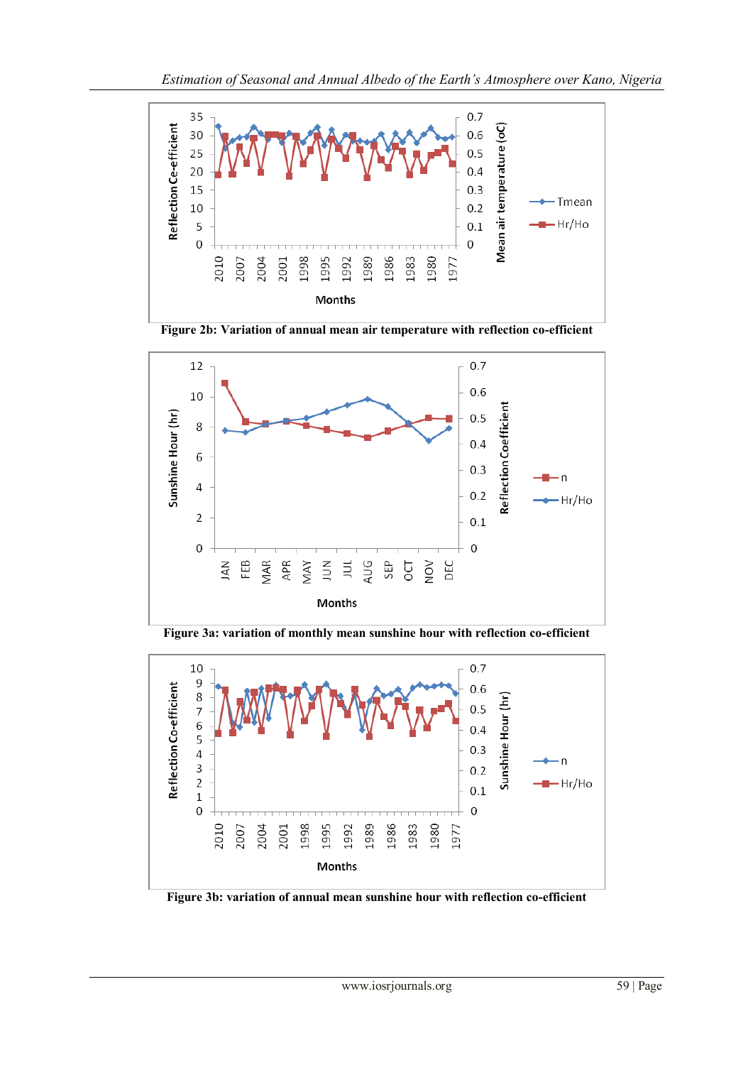Figure 2b: Variation of annual mean air temperature with reflection co-efficient

Figure 3a: variation of monthly mean sunshine hour with reflection co-efficient

Figure 3b: variation of annual mean sunshine hour with reflection co-efficient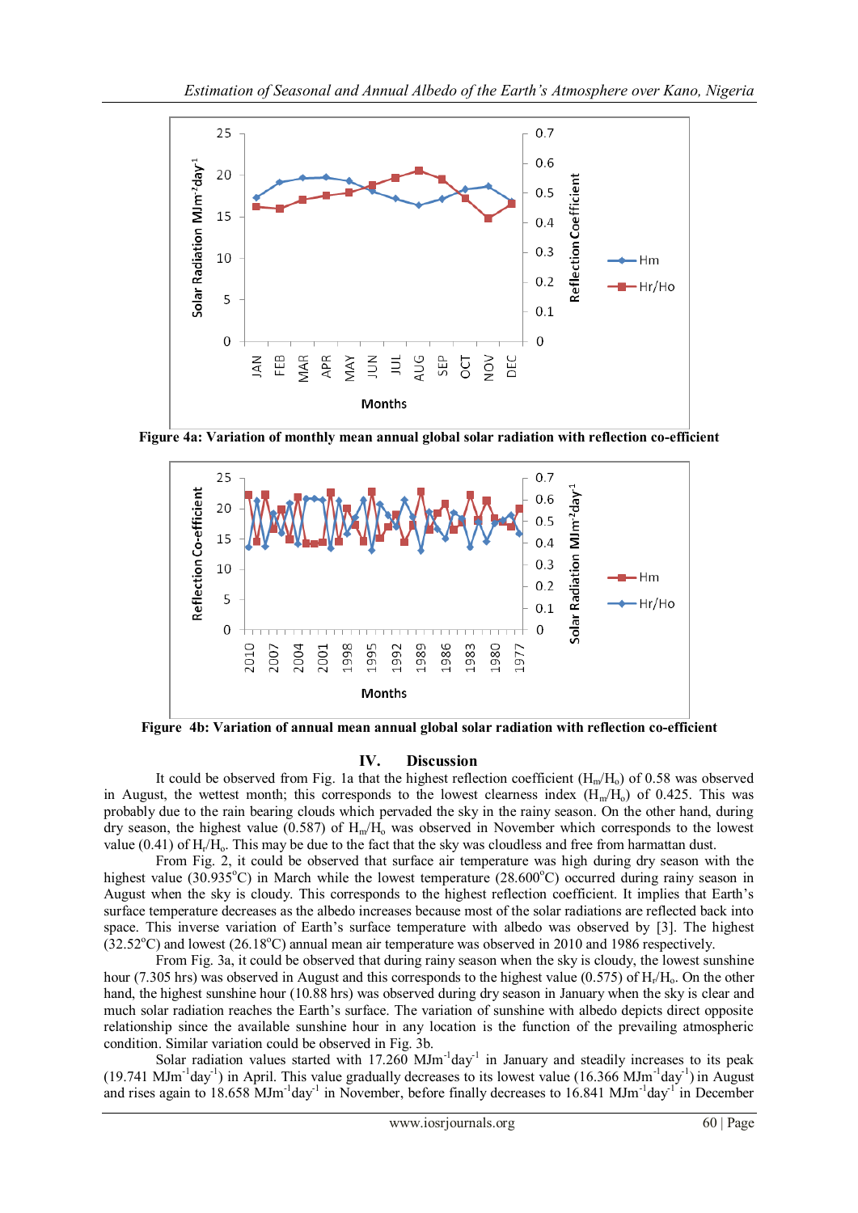Figure 4a: Variation of monthly mean annual global solar radiation with reflection co-efficient

Figure 4b: Variation of annual mean annual global solar radiation with reflection co-efficient

## IV. Discussion

It could be observed from Fig. 1a that the highest reflection coefficient ($H_m/H_o$) of 0.58 was observed in August, the wettest month; this corresponds to the lowest clearness index ($H_m/H_o$) of 0.425. This was probably due to the rain bearing clouds which pervaded the sky in the rainy season. On the other hand, during dry season, the highest value (0.587) of $H_m/H_o$ was observed in November which corresponds to the lowest value (0.41) of $H_r/H_o$. This may be due to the fact that the sky was cloudless and free from harmattan dust.

From Fig. 2, it could be observed that surface air temperature was high during dry season with the highest value (30.935°C) in March while the lowest temperature (28.600°C) occurred during rainy season in August when the sky is cloudy. This corresponds to the highest reflection coefficient. It implies that Earth's surface temperature decreases as the albedo increases because most of the solar radiations are reflected back into space. This inverse variation of Earth's surface temperature with albedo was observed by [3]. The highest (32.52°C) and lowest (26.18°C) annual mean air temperature was observed in 2010 and 1986 respectively.

From Fig. 3a, it could be observed that during rainy season when the sky is cloudy, the lowest sunshine hour (7.305 hrs) was observed in August and this corresponds to the highest value (0.575) of $H_r/H_o$. On the other hand, the highest sunshine hour (10.88 hrs) was observed during dry season in January when the sky is clear and much solar radiation reaches the Earth's surface. The variation of sunshine with albedo depicts direct opposite relationship since the available sunshine hour in any location is the function of the prevailing atmospheric condition. Similar variation could be observed in Fig. 3b.

Solar radiation values started with 17.260 $MJm^{-1}day^{-1}$ in January and steadily increases to its peak (19.741 $MJm^{-1}day^{-1}$) in April. This value gradually decreases to its lowest value (16.366 $MJm^{-1}day^{-1}$) in August and rises again to 18.658 $MJm^{-1}day^{-1}$ in November, before finally decreases to 16.841 $MJm^{-1}day^{-1}$ in December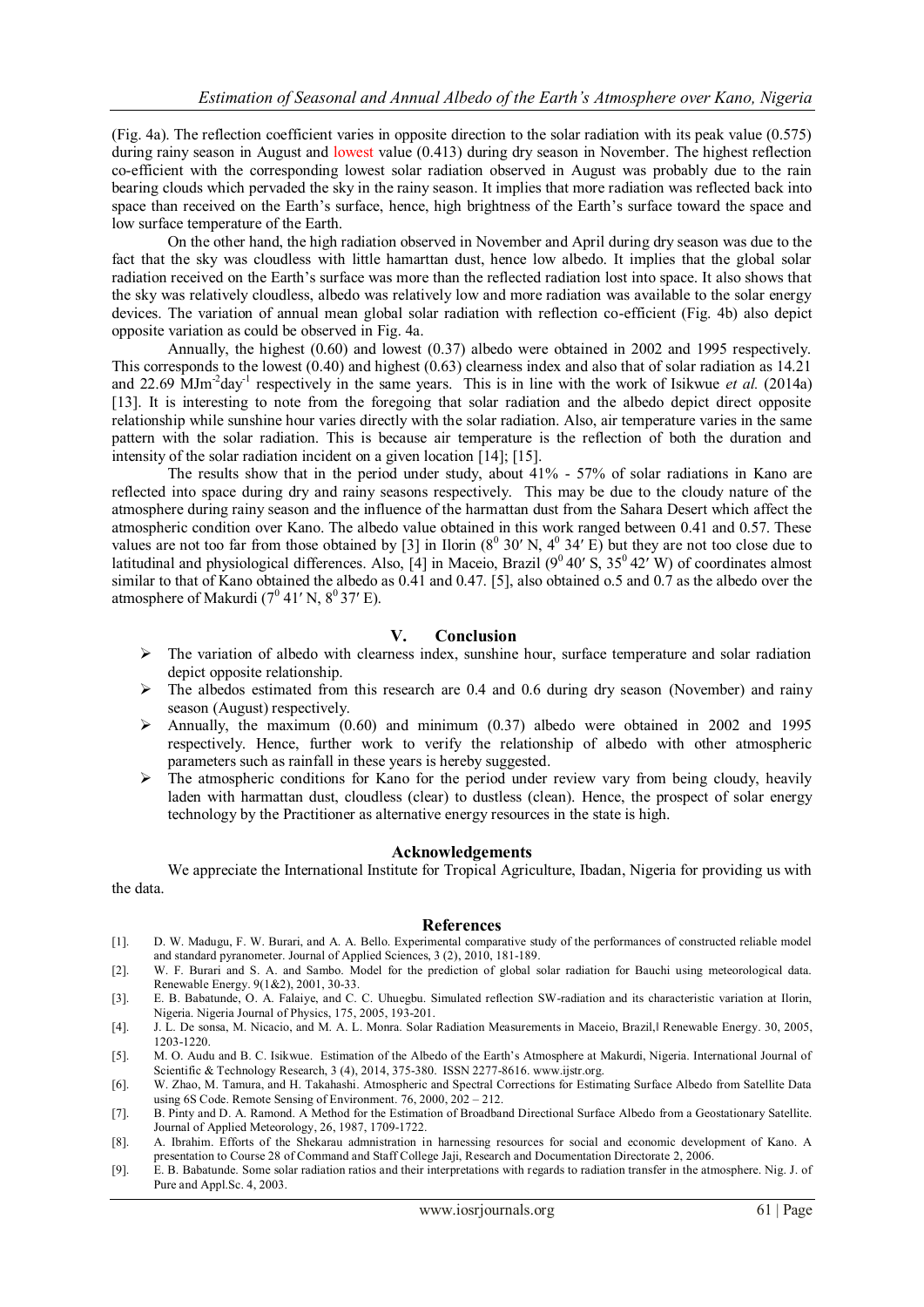(Fig. 4a). The reflection coefficient varies in opposite direction to the solar radiation with its peak value (0.575) during rainy season in August and lowest value (0.413) during dry season in November. The highest reflection co-efficient with the corresponding lowest solar radiation observed in August was probably due to the rain bearing clouds which pervaded the sky in the rainy season. It implies that more radiation was reflected back into space than received on the Earth's surface, hence, high brightness of the Earth's surface toward the space and low surface temperature of the Earth.

On the other hand, the high radiation observed in November and April during dry season was due to the fact that the sky was cloudless with little hamarttan dust, hence low albedo. It implies that the global solar radiation received on the Earth's surface was more than the reflected radiation lost into space. It also shows that the sky was relatively cloudless, albedo was relatively low and more radiation was available to the solar energy devices. The variation of annual mean global solar radiation with reflection co-efficient (Fig. 4b) also depict opposite variation as could be observed in Fig. 4a.

Annually, the highest (0.60) and lowest (0.37) albedo were obtained in 2002 and 1995 respectively. This corresponds to the lowest (0.40) and highest (0.63) clearness index and also that of solar radiation as 14.21 and 22.69 $MJm^{-2}day^{-1}$ respectively in the same years. This is in line with the work of Isikwue *et al.* (2014a) [13]. It is interesting to note from the foregoing that solar radiation and the albedo depict direct opposite relationship while sunshine hour varies directly with the solar radiation. Also, air temperature varies in the same pattern with the solar radiation. This is because air temperature is the reflection of both the duration and intensity of the solar radiation incident on a given location [14]; [15].

The results show that in the period under study, about 41% - 57% of solar radiations in Kano are reflected into space during dry and rainy seasons respectively. This may be due to the cloudy nature of the atmosphere during rainy season and the influence of the harmattan dust from the Sahara Desert which affect the atmospheric condition over Kano. The albedo value obtained in this work ranged between 0.41 and 0.57. These values are not too far from those obtained by [3] in Ilorin ($8^0$ 30′ N, $4^0$ 34′ E) but they are not too close due to latitudinal and physiological differences. Also, [4] in Maceio, Brazil ($9^0$ 40′ S, $35^0$ 42′ W) of coordinates almost similar to that of Kano obtained the albedo as 0.41 and 0.47. [5], also obtained o.5 and 0.7 as the albedo over the atmosphere of Makurdi ($7^0$ 41′ N, $8^0$ 37′ E).

## V. Conclusion

- The variation of albedo with clearness index, sunshine hour, surface temperature and solar radiation depict opposite relationship.
- The albedos estimated from this research are 0.4 and 0.6 during dry season (November) and rainy season (August) respectively.
- Annually, the maximum (0.60) and minimum (0.37) albedo were obtained in 2002 and 1995 respectively. Hence, further work to verify the relationship of albedo with other atmospheric parameters such as rainfall in these years is hereby suggested.
- The atmospheric conditions for Kano for the period under review vary from being cloudy, heavily laden with harmattan dust, cloudless (clear) to dustless (clean). Hence, the prospect of solar energy technology by the Practitioner as alternative energy resources in the state is high.

## Acknowledgements

We appreciate the International Institute for Tropical Agriculture, Ibadan, Nigeria for providing us with the data.

## References

[1]. D. W. Madugu, F. W. Burari, and A. A. Bello. Experimental comparative study of the performances of constructed reliable model and standard pyranometer. Journal of Applied Sciences, 3 (2), 2010, 181-189.

[2]. W. F. Burari and S. A. and Sambo. Model for the prediction of global solar radiation for Bauchi using meteorological data. Renewable Energy. 9(1&2), 2001, 30-33.

[3]. E. B. Babatunde, O. A. Falaiye, and C. C. Uhuegbu. Simulated reflection SW-radiation and its characteristic variation at Ilorin, Nigeria. Nigeria Journal of Physics, 175, 2005, 193-201.

[4]. J. L. De sonsa, M. Nicacio, and M. A. L. Monra. Solar Radiation Measurements in Maceio, Brazil,‖ Renewable Energy. 30, 2005, 1203-1220.

[5]. M. O. Audu and B. C. Isikwue. Estimation of the Albedo of the Earth's Atmosphere at Makurdi, Nigeria. International Journal of Scientific & Technology Research, 3 (4), 2014, 375-380. ISSN 2277-8616. www.ijstr.org.

[6]. W. Zhao, M. Tamura, and H. Takahashi. Atmospheric and Spectral Corrections for Estimating Surface Albedo from Satellite Data using 6S Code. Remote Sensing of Environment. 76, 2000, 202 – 212.

[7]. B. Pinty and D. A. Ramond. A Method for the Estimation of Broadband Directional Surface Albedo from a Geostationary Satellite. Journal of Applied Meteorology, 26, 1987, 1709-1722.

[8]. A. Ibrahim. Efforts of the Shekarau admnistration in harnessing resources for social and economic development of Kano. A presentation to Course 28 of Command and Staff College Jaji, Research and Documentation Directorate 2, 2006.

[9]. E. B. Babatunde. Some solar radiation ratios and their interpretations with regards to radiation transfer in the atmosphere. Nig. J. of Pure and Appl.Sc. 4, 2003.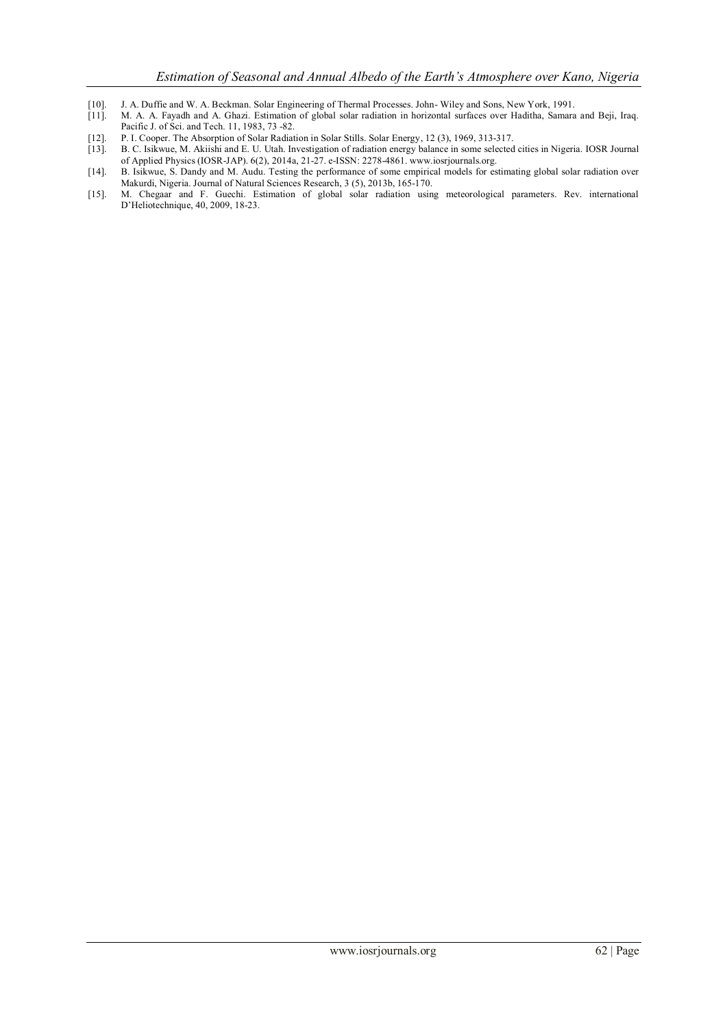[10]. J. A. Duffie and W. A. Beckman. Solar Engineering of Thermal Processes. John- Wiley and Sons, New York, 1991.

[11]. M. A. A. Fayadh and A. Ghazi. Estimation of global solar radiation in horizontal surfaces over Haditha, Samara and Beji, Iraq. Pacific J. of Sci. and Tech. 11, 1983, 73 -82.

[12]. P. I. Cooper. The Absorption of Solar Radiation in Solar Stills. Solar Energy, 12 (3), 1969, 313-317.

[13]. B. C. Isikwue, M. Akiishi and E. U. Utah. Investigation of radiation energy balance in some selected cities in Nigeria. IOSR Journal of Applied Physics (IOSR-JAP). 6(2), 2014a, 21-27. e-ISSN: 2278-4861. www.iosrjournals.org.

[14]. B. Isikwue, S. Dandy and M. Audu. Testing the performance of some empirical models for estimating global solar radiation over Makurdi, Nigeria. Journal of Natural Sciences Research, 3 (5), 2013b, 165-170.

[15]. M. Chegaar and F. Guechi. Estimation of global solar radiation using meteorological parameters. Rev. international D'Heliotechnique, 40, 2009, 18-23.